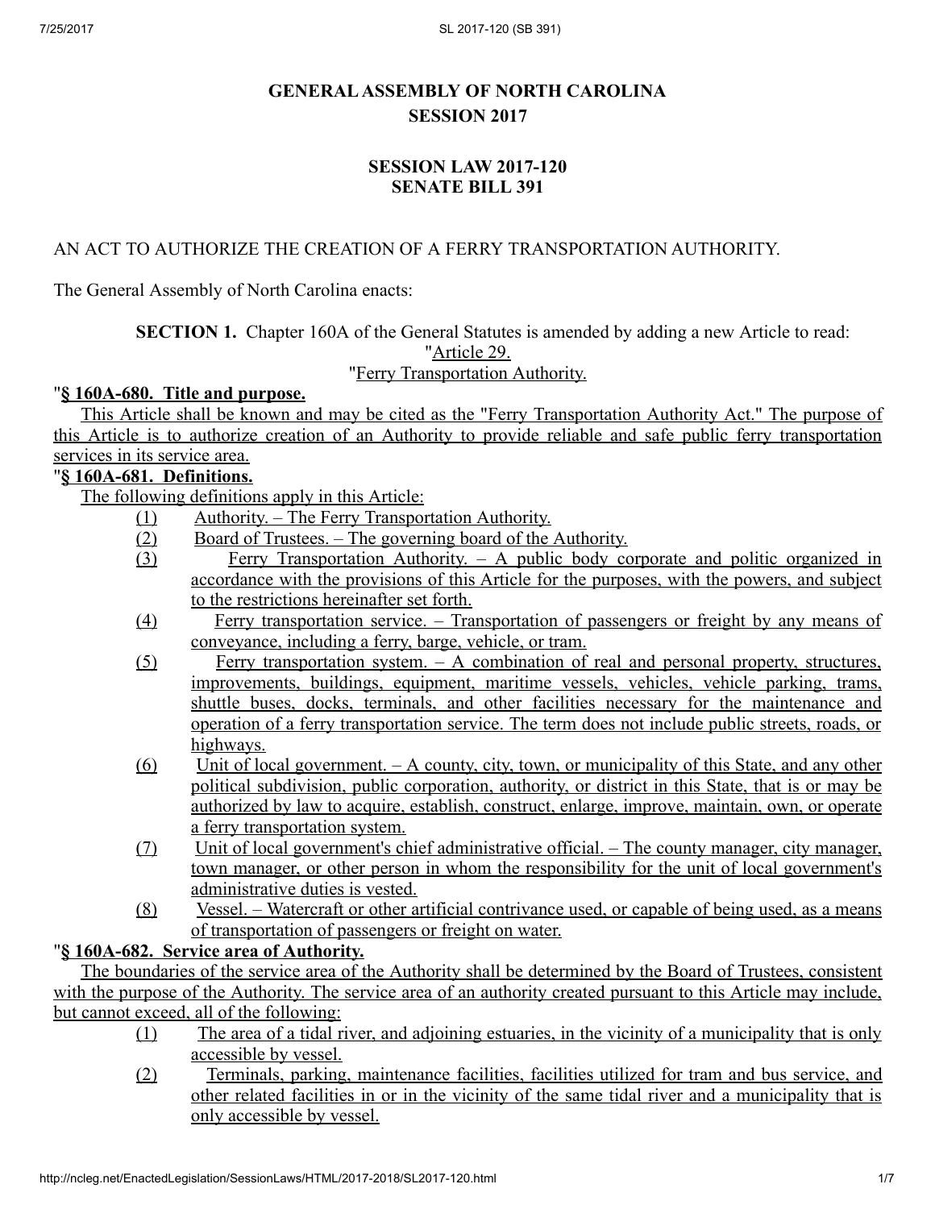# GENERAL ASSEMBLY OF NORTH CAROLINA
## SESSION 2017

## SESSION LAW 2017-120
## SENATE BILL 391

AN ACT TO AUTHORIZE THE CREATION OF A FERRY TRANSPORTATION AUTHORITY.

The General Assembly of North Carolina enacts:

**SECTION 1.** Chapter 160A of the General Statutes is amended by adding a new Article to read:

"Article 29.

"Ferry Transportation Authority.

"**§ 160A-680. Title and purpose.**

This Article shall be known and may be cited as the "Ferry Transportation Authority Act." The purpose of this Article is to authorize creation of an Authority to provide reliable and safe public ferry transportation services in its service area.

"**§ 160A-681. Definitions.**

The following definitions apply in this Article:

(1) Authority. – The Ferry Transportation Authority.

(2) Board of Trustees. – The governing board of the Authority.

(3) Ferry Transportation Authority. – A public body corporate and politic organized in accordance with the provisions of this Article for the purposes, with the powers, and subject to the restrictions hereinafter set forth.

(4) Ferry transportation service. – Transportation of passengers or freight by any means of conveyance, including a ferry, barge, vehicle, or tram.

(5) Ferry transportation system. – A combination of real and personal property, structures, improvements, buildings, equipment, maritime vessels, vehicles, vehicle parking, trams, shuttle buses, docks, terminals, and other facilities necessary for the maintenance and operation of a ferry transportation service. The term does not include public streets, roads, or highways.

(6) Unit of local government. – A county, city, town, or municipality of this State, and any other political subdivision, public corporation, authority, or district in this State, that is or may be authorized by law to acquire, establish, construct, enlarge, improve, maintain, own, or operate a ferry transportation system.

(7) Unit of local government's chief administrative official. – The county manager, city manager, town manager, or other person in whom the responsibility for the unit of local government's administrative duties is vested.

(8) Vessel. – Watercraft or other artificial contrivance used, or capable of being used, as a means of transportation of passengers or freight on water.

"**§ 160A-682. Service area of Authority.**

The boundaries of the service area of the Authority shall be determined by the Board of Trustees, consistent with the purpose of the Authority. The service area of an authority created pursuant to this Article may include, but cannot exceed, all of the following:

(1) The area of a tidal river, and adjoining estuaries, in the vicinity of a municipality that is only accessible by vessel.

(2) Terminals, parking, maintenance facilities, facilities utilized for tram and bus service, and other related facilities in or in the vicinity of the same tidal river and a municipality that is only accessible by vessel.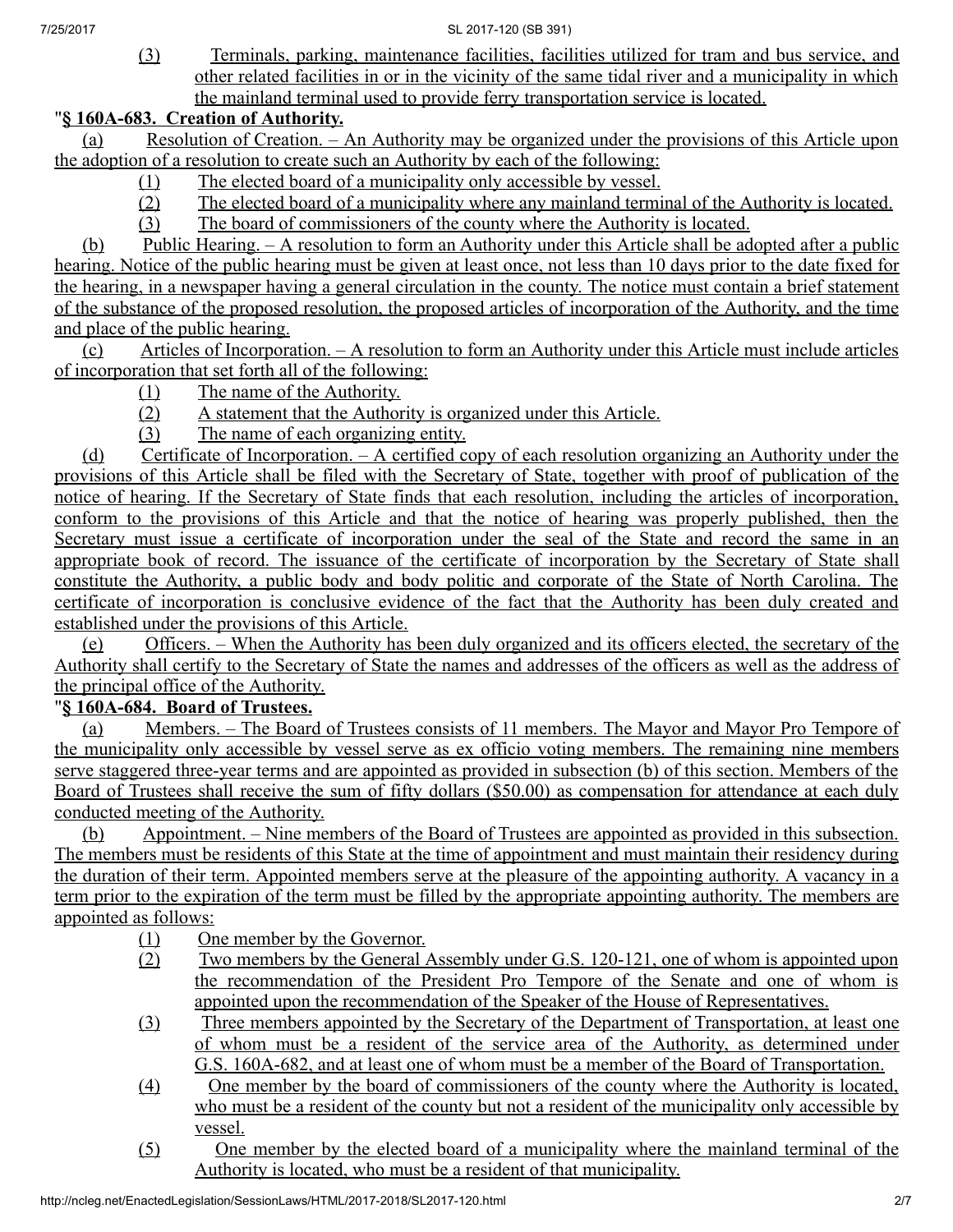(3) Terminals, parking, maintenance facilities, facilities utilized for tram and bus service, and other related facilities in or in the vicinity of the same tidal river and a municipality in which the mainland terminal used to provide ferry transportation service is located.

"**§ 160A-683. Creation of Authority.**

(a) Resolution of Creation. – An Authority may be organized under the provisions of this Article upon the adoption of a resolution to create such an Authority by each of the following:

(1) The elected board of a municipality only accessible by vessel.

(2) The elected board of a municipality where any mainland terminal of the Authority is located.

(3) The board of commissioners of the county where the Authority is located.

(b) Public Hearing. – A resolution to form an Authority under this Article shall be adopted after a public hearing. Notice of the public hearing must be given at least once, not less than 10 days prior to the date fixed for the hearing, in a newspaper having a general circulation in the county. The notice must contain a brief statement of the substance of the proposed resolution, the proposed articles of incorporation of the Authority, and the time and place of the public hearing.

(c) Articles of Incorporation. – A resolution to form an Authority under this Article must include articles of incorporation that set forth all of the following:

(1) The name of the Authority.

(2) A statement that the Authority is organized under this Article.

(3) The name of each organizing entity.

(d) Certificate of Incorporation. – A certified copy of each resolution organizing an Authority under the provisions of this Article shall be filed with the Secretary of State, together with proof of publication of the notice of hearing. If the Secretary of State finds that each resolution, including the articles of incorporation, conform to the provisions of this Article and that the notice of hearing was properly published, then the Secretary must issue a certificate of incorporation under the seal of the State and record the same in an appropriate book of record. The issuance of the certificate of incorporation by the Secretary of State shall constitute the Authority, a public body and body politic and corporate of the State of North Carolina. The certificate of incorporation is conclusive evidence of the fact that the Authority has been duly created and established under the provisions of this Article.

(e) Officers. – When the Authority has been duly organized and its officers elected, the secretary of the Authority shall certify to the Secretary of State the names and addresses of the officers as well as the address of the principal office of the Authority.

"**§ 160A-684. Board of Trustees.**

(a) Members. – The Board of Trustees consists of 11 members. The Mayor and Mayor Pro Tempore of the municipality only accessible by vessel serve as ex officio voting members. The remaining nine members serve staggered three-year terms and are appointed as provided in subsection (b) of this section. Members of the Board of Trustees shall receive the sum of fifty dollars ($50.00) as compensation for attendance at each duly conducted meeting of the Authority.

(b) Appointment. – Nine members of the Board of Trustees are appointed as provided in this subsection. The members must be residents of this State at the time of appointment and must maintain their residency during the duration of their term. Appointed members serve at the pleasure of the appointing authority. A vacancy in a term prior to the expiration of the term must be filled by the appropriate appointing authority. The members are appointed as follows:

(1) One member by the Governor.

(2) Two members by the General Assembly under G.S. 120-121, one of whom is appointed upon the recommendation of the President Pro Tempore of the Senate and one of whom is appointed upon the recommendation of the Speaker of the House of Representatives.

(3) Three members appointed by the Secretary of the Department of Transportation, at least one of whom must be a resident of the service area of the Authority, as determined under G.S. 160A-682, and at least one of whom must be a member of the Board of Transportation.

(4) One member by the board of commissioners of the county where the Authority is located, who must be a resident of the county but not a resident of the municipality only accessible by vessel.

(5) One member by the elected board of a municipality where the mainland terminal of the Authority is located, who must be a resident of that municipality.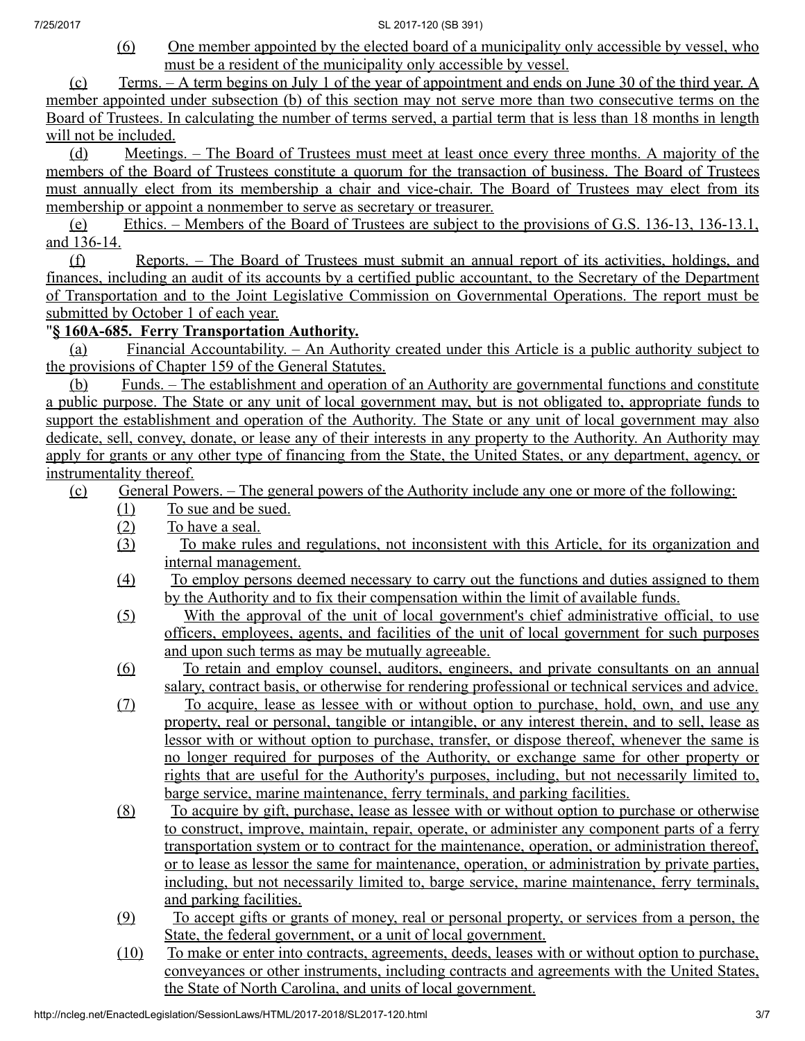(6) One member appointed by the elected board of a municipality only accessible by vessel, who must be a resident of the municipality only accessible by vessel.

(c) Terms. – A term begins on July 1 of the year of appointment and ends on June 30 of the third year. A member appointed under subsection (b) of this section may not serve more than two consecutive terms on the Board of Trustees. In calculating the number of terms served, a partial term that is less than 18 months in length will not be included.

(d) Meetings. – The Board of Trustees must meet at least once every three months. A majority of the members of the Board of Trustees constitute a quorum for the transaction of business. The Board of Trustees must annually elect from its membership a chair and vice-chair. The Board of Trustees may elect from its membership or appoint a nonmember to serve as secretary or treasurer.

(e) Ethics. – Members of the Board of Trustees are subject to the provisions of G.S. 136-13, 136-13.1, and 136-14.

(f) Reports. – The Board of Trustees must submit an annual report of its activities, holdings, and finances, including an audit of its accounts by a certified public accountant, to the Secretary of the Department of Transportation and to the Joint Legislative Commission on Governmental Operations. The report must be submitted by October 1 of each year.

"**§ 160A-685. Ferry Transportation Authority.**

(a) Financial Accountability. – An Authority created under this Article is a public authority subject to the provisions of Chapter 159 of the General Statutes.

(b) Funds. – The establishment and operation of an Authority are governmental functions and constitute a public purpose. The State or any unit of local government may, but is not obligated to, appropriate funds to support the establishment and operation of the Authority. The State or any unit of local government may also dedicate, sell, convey, donate, or lease any of their interests in any property to the Authority. An Authority may apply for grants or any other type of financing from the State, the United States, or any department, agency, or instrumentality thereof.

(c) General Powers. – The general powers of the Authority include any one or more of the following:

(1) To sue and be sued.

(2) To have a seal.

(3) To make rules and regulations, not inconsistent with this Article, for its organization and internal management.

(4) To employ persons deemed necessary to carry out the functions and duties assigned to them by the Authority and to fix their compensation within the limit of available funds.

(5) With the approval of the unit of local government's chief administrative official, to use officers, employees, agents, and facilities of the unit of local government for such purposes and upon such terms as may be mutually agreeable.

(6) To retain and employ counsel, auditors, engineers, and private consultants on an annual salary, contract basis, or otherwise for rendering professional or technical services and advice.

(7) To acquire, lease as lessee with or without option to purchase, hold, own, and use any property, real or personal, tangible or intangible, or any interest therein, and to sell, lease as lessor with or without option to purchase, transfer, or dispose thereof, whenever the same is no longer required for purposes of the Authority, or exchange same for other property or rights that are useful for the Authority's purposes, including, but not necessarily limited to, barge service, marine maintenance, ferry terminals, and parking facilities.

(8) To acquire by gift, purchase, lease as lessee with or without option to purchase or otherwise to construct, improve, maintain, repair, operate, or administer any component parts of a ferry transportation system or to contract for the maintenance, operation, or administration thereof, or to lease as lessor the same for maintenance, operation, or administration by private parties, including, but not necessarily limited to, barge service, marine maintenance, ferry terminals, and parking facilities.

(9) To accept gifts or grants of money, real or personal property, or services from a person, the State, the federal government, or a unit of local government.

(10) To make or enter into contracts, agreements, deeds, leases with or without option to purchase, conveyances or other instruments, including contracts and agreements with the United States, the State of North Carolina, and units of local government.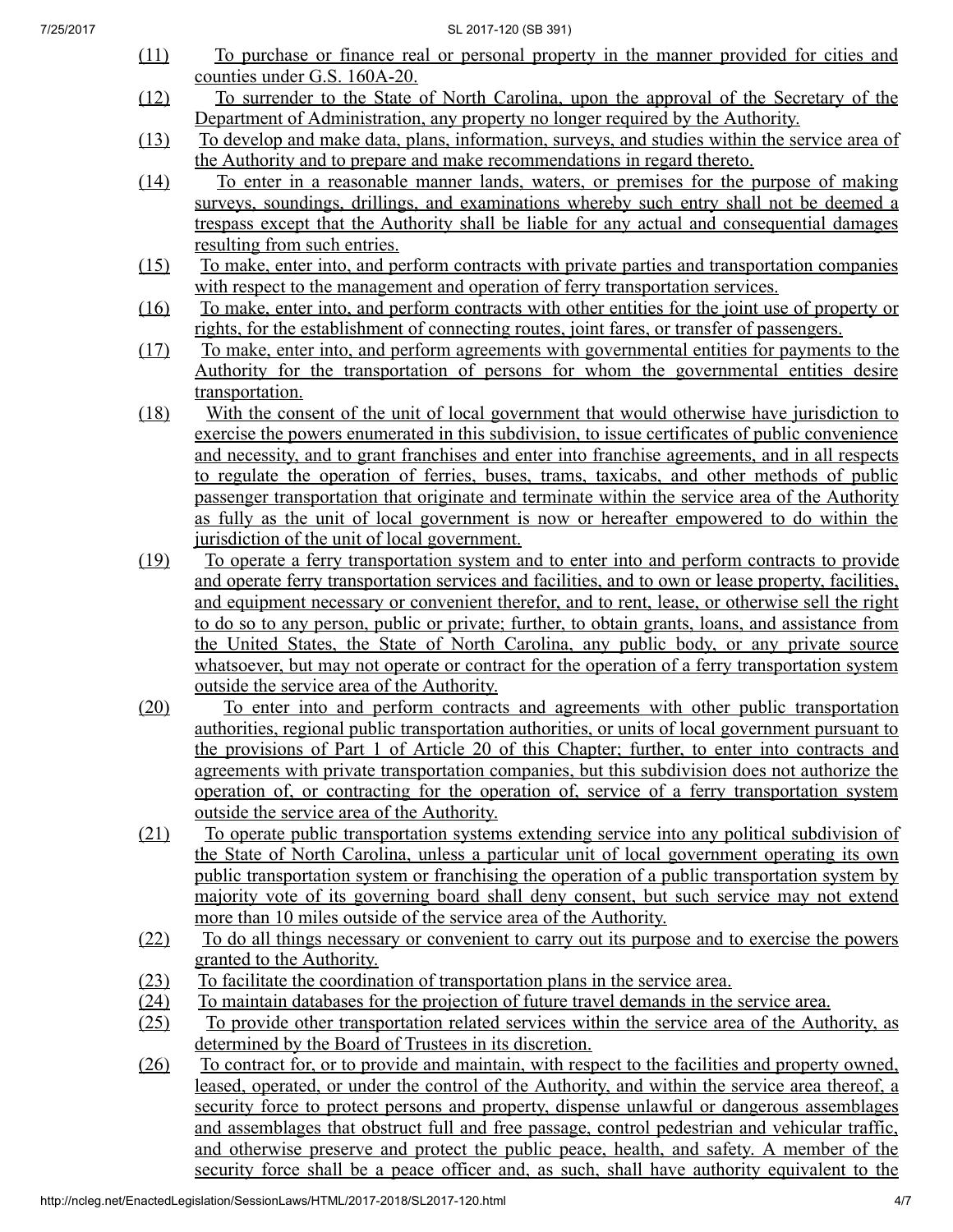(11) To purchase or finance real or personal property in the manner provided for cities and counties under G.S. 160A-20.

(12) To surrender to the State of North Carolina, upon the approval of the Secretary of the Department of Administration, any property no longer required by the Authority.

(13) To develop and make data, plans, information, surveys, and studies within the service area of the Authority and to prepare and make recommendations in regard thereto.

(14) To enter in a reasonable manner lands, waters, or premises for the purpose of making surveys, soundings, drillings, and examinations whereby such entry shall not be deemed a trespass except that the Authority shall be liable for any actual and consequential damages resulting from such entries.

(15) To make, enter into, and perform contracts with private parties and transportation companies with respect to the management and operation of ferry transportation services.

(16) To make, enter into, and perform contracts with other entities for the joint use of property or rights, for the establishment of connecting routes, joint fares, or transfer of passengers.

(17) To make, enter into, and perform agreements with governmental entities for payments to the Authority for the transportation of persons for whom the governmental entities desire transportation.

(18) With the consent of the unit of local government that would otherwise have jurisdiction to exercise the powers enumerated in this subdivision, to issue certificates of public convenience and necessity, and to grant franchises and enter into franchise agreements, and in all respects to regulate the operation of ferries, buses, trams, taxicabs, and other methods of public passenger transportation that originate and terminate within the service area of the Authority as fully as the unit of local government is now or hereafter empowered to do within the jurisdiction of the unit of local government.

(19) To operate a ferry transportation system and to enter into and perform contracts to provide and operate ferry transportation services and facilities, and to own or lease property, facilities, and equipment necessary or convenient therefor, and to rent, lease, or otherwise sell the right to do so to any person, public or private; further, to obtain grants, loans, and assistance from the United States, the State of North Carolina, any public body, or any private source whatsoever, but may not operate or contract for the operation of a ferry transportation system outside the service area of the Authority.

(20) To enter into and perform contracts and agreements with other public transportation authorities, regional public transportation authorities, or units of local government pursuant to the provisions of Part 1 of Article 20 of this Chapter; further, to enter into contracts and agreements with private transportation companies, but this subdivision does not authorize the operation of, or contracting for the operation of, service of a ferry transportation system outside the service area of the Authority.

(21) To operate public transportation systems extending service into any political subdivision of the State of North Carolina, unless a particular unit of local government operating its own public transportation system or franchising the operation of a public transportation system by majority vote of its governing board shall deny consent, but such service may not extend more than 10 miles outside of the service area of the Authority.

(22) To do all things necessary or convenient to carry out its purpose and to exercise the powers granted to the Authority.

(23) To facilitate the coordination of transportation plans in the service area.

(24) To maintain databases for the projection of future travel demands in the service area.

(25) To provide other transportation related services within the service area of the Authority, as determined by the Board of Trustees in its discretion.

(26) To contract for, or to provide and maintain, with respect to the facilities and property owned, leased, operated, or under the control of the Authority, and within the service area thereof, a security force to protect persons and property, dispense unlawful or dangerous assemblages and assemblages that obstruct full and free passage, control pedestrian and vehicular traffic, and otherwise preserve and protect the public peace, health, and safety. A member of the security force shall be a peace officer and, as such, shall have authority equivalent to the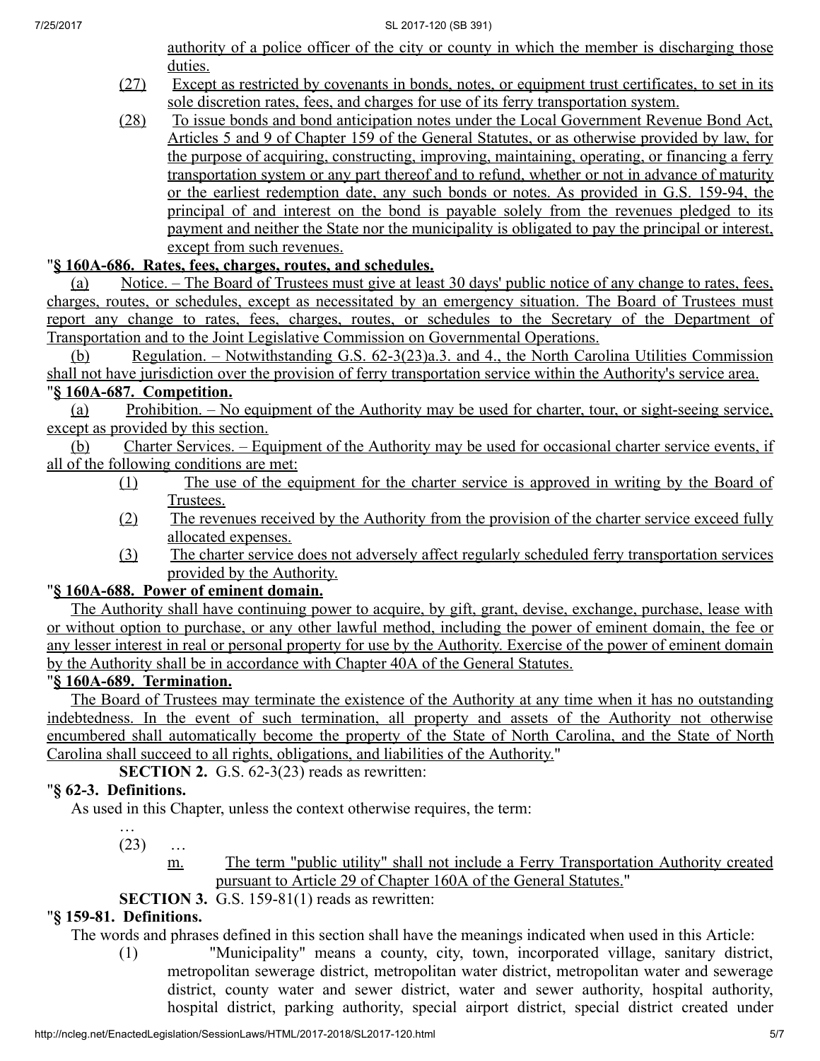authority of a police officer of the city or county in which the member is discharging those duties.

(27) Except as restricted by covenants in bonds, notes, or equipment trust certificates, to set in its sole discretion rates, fees, and charges for use of its ferry transportation system.

(28) To issue bonds and bond anticipation notes under the Local Government Revenue Bond Act, Articles 5 and 9 of Chapter 159 of the General Statutes, or as otherwise provided by law, for the purpose of acquiring, constructing, improving, maintaining, operating, or financing a ferry transportation system or any part thereof and to refund, whether or not in advance of maturity or the earliest redemption date, any such bonds or notes. As provided in G.S. 159-94, the principal of and interest on the bond is payable solely from the revenues pledged to its payment and neither the State nor the municipality is obligated to pay the principal or interest, except from such revenues.

"**§ 160A-686. Rates, fees, charges, routes, and schedules.**

(a) Notice. – The Board of Trustees must give at least 30 days' public notice of any change to rates, fees, charges, routes, or schedules, except as necessitated by an emergency situation. The Board of Trustees must report any change to rates, fees, charges, routes, or schedules to the Secretary of the Department of Transportation and to the Joint Legislative Commission on Governmental Operations.

(b) Regulation. – Notwithstanding G.S. 62-3(23)a.3. and 4., the North Carolina Utilities Commission shall not have jurisdiction over the provision of ferry transportation service within the Authority's service area.

"**§ 160A-687. Competition.**

(a) Prohibition. – No equipment of the Authority may be used for charter, tour, or sight-seeing service, except as provided by this section.

(b) Charter Services. – Equipment of the Authority may be used for occasional charter service events, if all of the following conditions are met:

(1) The use of the equipment for the charter service is approved in writing by the Board of Trustees.

(2) The revenues received by the Authority from the provision of the charter service exceed fully allocated expenses.

(3) The charter service does not adversely affect regularly scheduled ferry transportation services provided by the Authority.

"**§ 160A-688. Power of eminent domain.**

The Authority shall have continuing power to acquire, by gift, grant, devise, exchange, purchase, lease with or without option to purchase, or any other lawful method, including the power of eminent domain, the fee or any lesser interest in real or personal property for use by the Authority. Exercise of the power of eminent domain by the Authority shall be in accordance with Chapter 40A of the General Statutes.

"**§ 160A-689. Termination.**

The Board of Trustees may terminate the existence of the Authority at any time when it has no outstanding indebtedness. In the event of such termination, all property and assets of the Authority not otherwise encumbered shall automatically become the property of the State of North Carolina, and the State of North Carolina shall succeed to all rights, obligations, and liabilities of the Authority."

**SECTION 2.** G.S. 62-3(23) reads as rewritten:

"**§ 62-3. Definitions.**

As used in this Chapter, unless the context otherwise requires, the term:

…

(23) …

m. The term "public utility" shall not include a Ferry Transportation Authority created pursuant to Article 29 of Chapter 160A of the General Statutes."

**SECTION 3.** G.S. 159-81(1) reads as rewritten:

"**§ 159-81. Definitions.**

The words and phrases defined in this section shall have the meanings indicated when used in this Article:

(1) "Municipality" means a county, city, town, incorporated village, sanitary district, metropolitan sewerage district, metropolitan water district, metropolitan water and sewerage district, county water and sewer district, water and sewer authority, hospital authority, hospital district, parking authority, special airport district, special district created under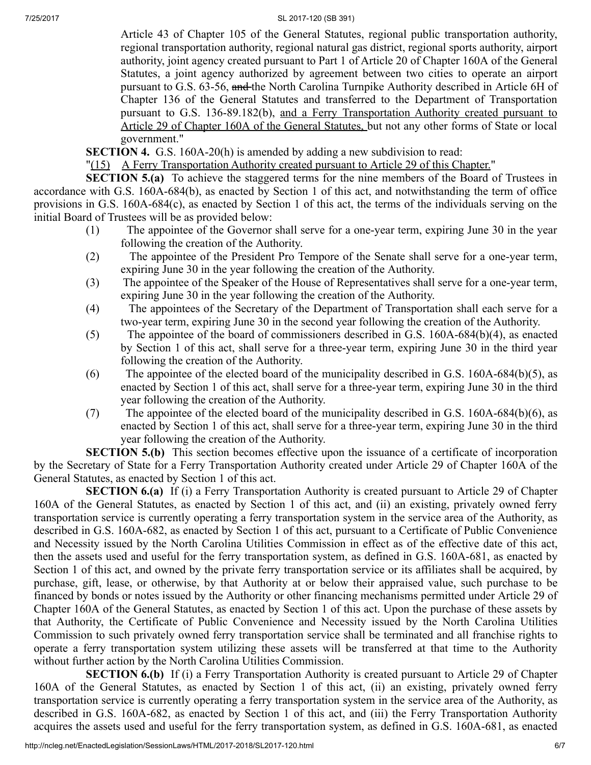Article 43 of Chapter 105 of the General Statutes, regional public transportation authority, regional transportation authority, regional natural gas district, regional sports authority, airport authority, joint agency created pursuant to Part 1 of Article 20 of Chapter 160A of the General Statutes, a joint agency authorized by agreement between two cities to operate an airport pursuant to G.S. 63-56, ~~and~~ the North Carolina Turnpike Authority described in Article 6H of Chapter 136 of the General Statutes and transferred to the Department of Transportation pursuant to G.S. 136-89.182(b), <u>and a Ferry Transportation Authority created pursuant to Article 29 of Chapter 160A of the General Statutes,</u> but not any other forms of State or local government."

**SECTION 4.** G.S. 160A-20(h) is amended by adding a new subdivision to read:

"<u>(15) A Ferry Transportation Authority created pursuant to Article 29 of this Chapter.</u>"

**SECTION 5.(a)** To achieve the staggered terms for the nine members of the Board of Trustees in accordance with G.S. 160A-684(b), as enacted by Section 1 of this act, and notwithstanding the term of office provisions in G.S. 160A-684(c), as enacted by Section 1 of this act, the terms of the individuals serving on the initial Board of Trustees will be as provided below:

(1) The appointee of the Governor shall serve for a one-year term, expiring June 30 in the year following the creation of the Authority.

(2) The appointee of the President Pro Tempore of the Senate shall serve for a one-year term, expiring June 30 in the year following the creation of the Authority.

(3) The appointee of the Speaker of the House of Representatives shall serve for a one-year term, expiring June 30 in the year following the creation of the Authority.

(4) The appointees of the Secretary of the Department of Transportation shall each serve for a two-year term, expiring June 30 in the second year following the creation of the Authority.

(5) The appointee of the board of commissioners described in G.S. 160A-684(b)(4), as enacted by Section 1 of this act, shall serve for a three-year term, expiring June 30 in the third year following the creation of the Authority.

(6) The appointee of the elected board of the municipality described in G.S. 160A-684(b)(5), as enacted by Section 1 of this act, shall serve for a three-year term, expiring June 30 in the third year following the creation of the Authority.

(7) The appointee of the elected board of the municipality described in G.S. 160A-684(b)(6), as enacted by Section 1 of this act, shall serve for a three-year term, expiring June 30 in the third year following the creation of the Authority.

**SECTION 5.(b)** This section becomes effective upon the issuance of a certificate of incorporation by the Secretary of State for a Ferry Transportation Authority created under Article 29 of Chapter 160A of the General Statutes, as enacted by Section 1 of this act.

**SECTION 6.(a)** If (i) a Ferry Transportation Authority is created pursuant to Article 29 of Chapter 160A of the General Statutes, as enacted by Section 1 of this act, and (ii) an existing, privately owned ferry transportation service is currently operating a ferry transportation system in the service area of the Authority, as described in G.S. 160A-682, as enacted by Section 1 of this act, pursuant to a Certificate of Public Convenience and Necessity issued by the North Carolina Utilities Commission in effect as of the effective date of this act, then the assets used and useful for the ferry transportation system, as defined in G.S. 160A-681, as enacted by Section 1 of this act, and owned by the private ferry transportation service or its affiliates shall be acquired, by purchase, gift, lease, or otherwise, by that Authority at or below their appraised value, such purchase to be financed by bonds or notes issued by the Authority or other financing mechanisms permitted under Article 29 of Chapter 160A of the General Statutes, as enacted by Section 1 of this act. Upon the purchase of these assets by that Authority, the Certificate of Public Convenience and Necessity issued by the North Carolina Utilities Commission to such privately owned ferry transportation service shall be terminated and all franchise rights to operate a ferry transportation system utilizing these assets will be transferred at that time to the Authority without further action by the North Carolina Utilities Commission.

**SECTION 6.(b)** If (i) a Ferry Transportation Authority is created pursuant to Article 29 of Chapter 160A of the General Statutes, as enacted by Section 1 of this act, (ii) an existing, privately owned ferry transportation service is currently operating a ferry transportation system in the service area of the Authority, as described in G.S. 160A-682, as enacted by Section 1 of this act, and (iii) the Ferry Transportation Authority acquires the assets used and useful for the ferry transportation system, as defined in G.S. 160A-681, as enacted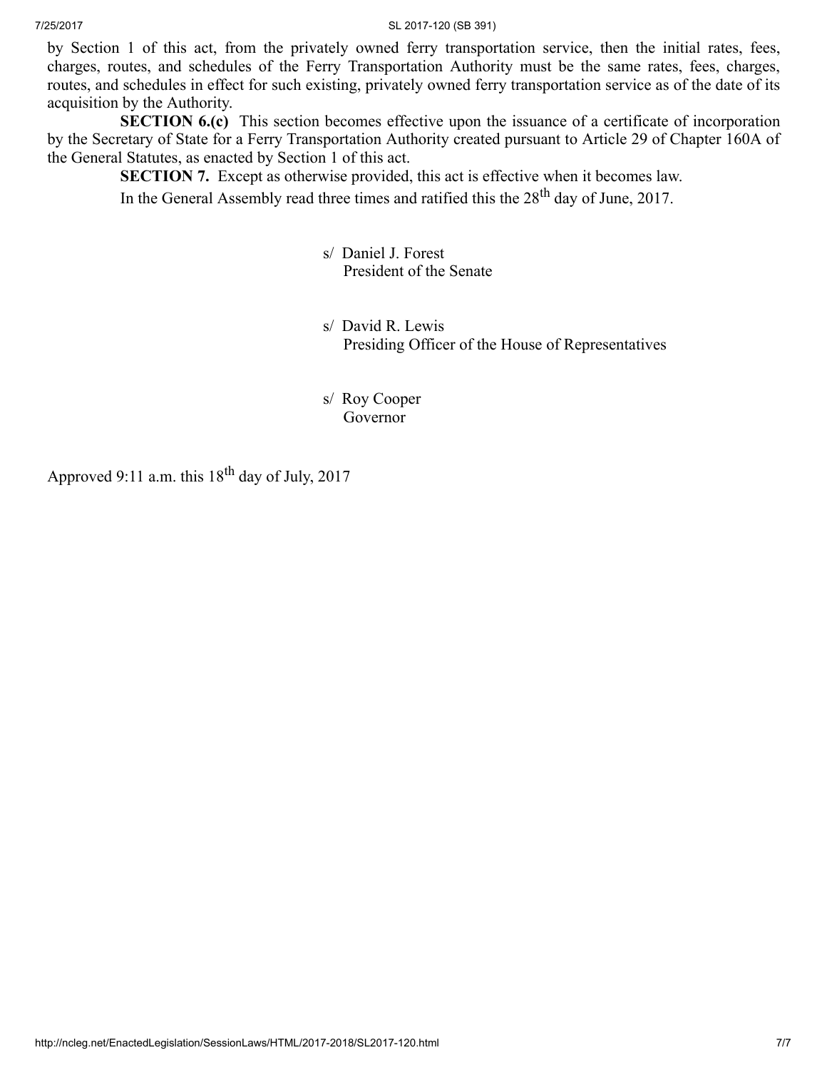by Section 1 of this act, from the privately owned ferry transportation service, then the initial rates, fees, charges, routes, and schedules of the Ferry Transportation Authority must be the same rates, fees, charges, routes, and schedules in effect for such existing, privately owned ferry transportation service as of the date of its acquisition by the Authority.

**SECTION 6.(c)** This section becomes effective upon the issuance of a certificate of incorporation by the Secretary of State for a Ferry Transportation Authority created pursuant to Article 29 of Chapter 160A of the General Statutes, as enacted by Section 1 of this act.

**SECTION 7.** Except as otherwise provided, this act is effective when it becomes law.

In the General Assembly read three times and ratified this the 28th day of June, 2017.

s/ Daniel J. Forest
President of the Senate

s/ David R. Lewis
Presiding Officer of the House of Representatives

s/ Roy Cooper
Governor

Approved 9:11 a.m. this 18th day of July, 2017